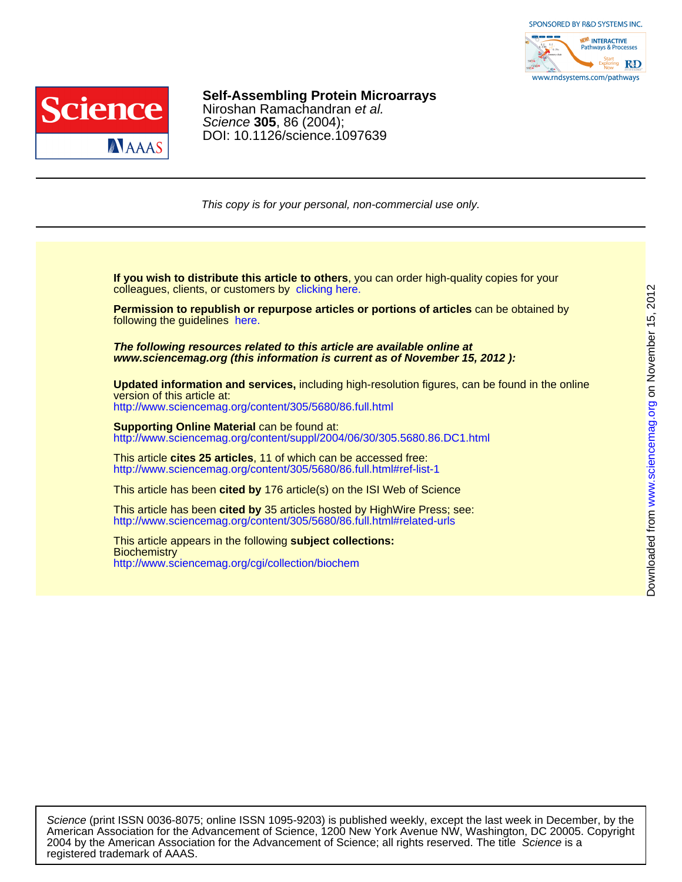SPONSORED BY R&D SYSTEMS INC.

www.rndsystems.com/pathways

# Self-Assembling Protein Microarrays

Niroshan Ramachandran *et al.*
*Science* **305**, 86 (2004);
DOI: 10.1126/science.1097639

*This copy is for your personal, non-commercial use only.*

**If you wish to distribute this article to others**, you can order high-quality copies for your colleagues, clients, or customers by clicking here.

**Permission to republish or repurpose articles or portions of articles** can be obtained by following the guidelines here.

***The following resources related to this article are available online at www.sciencemag.org (this information is current as of November 15, 2012 ):***

**Updated information and services,** including high-resolution figures, can be found in the online version of this article at:
http://www.sciencemag.org/content/305/5680/86.full.html

**Supporting Online Material** can be found at:
http://www.sciencemag.org/content/suppl/2004/06/30/305.5680.86.DC1.html

This article **cites 25 articles**, 11 of which can be accessed free:
http://www.sciencemag.org/content/305/5680/86.full.html#ref-list-1

This article has been **cited by** 176 article(s) on the ISI Web of Science

This article has been **cited by** 35 articles hosted by HighWire Press; see:
http://www.sciencemag.org/content/305/5680/86.full.html#related-urls

This article appears in the following **subject collections:**
Biochemistry
http://www.sciencemag.org/cgi/collection/biochem

Downloaded from www.sciencemag.org on November 15, 2012

*Science* (print ISSN 0036-8075; online ISSN 1095-9203) is published weekly, except the last week in December, by the American Association for the Advancement of Science, 1200 New York Avenue NW, Washington, DC 20005. Copyright 2004 by the American Association for the Advancement of Science; all rights reserved. The title *Science* is a registered trademark of AAAS.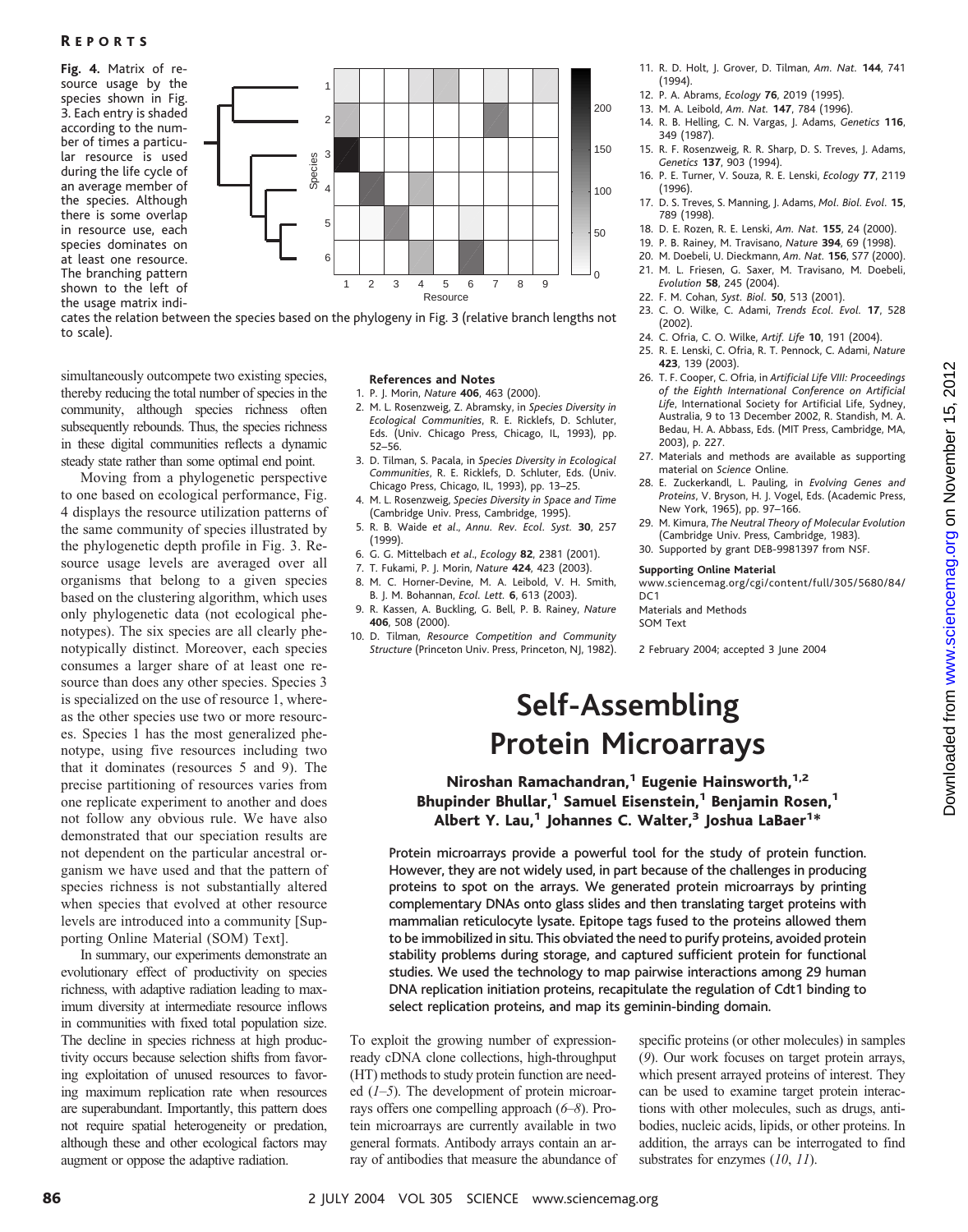Fig. 4. Matrix of resource usage by the species shown in Fig. 3. Each entry is shaded according to the number of times a particular resource is used during the life cycle of an average member of the species. Although there is some overlap in resource use, each species dominates on at least one resource. The branching pattern shown to the left of the usage matrix indicates the relation between the species based on the phylogeny in Fig. 3 (relative branch lengths not to scale).

simultaneously outcompete two existing species, thereby reducing the total number of species in the community, although species richness often subsequently rebounds. Thus, the species richness in these digital communities reflects a dynamic steady state rather than some optimal end point.

Moving from a phylogenetic perspective to one based on ecological performance, Fig. 4 displays the resource utilization patterns of the same community of species illustrated by the phylogenetic depth profile in Fig. 3. Resource usage levels are averaged over all organisms that belong to a given species based on the clustering algorithm, which uses only phylogenetic data (not ecological phenotypes). The six species are all clearly phenotypically distinct. Moreover, each species consumes a larger share of at least one resource than does any other species. Species 3 is specialized on the use of resource 1, whereas the other species use two or more resources. Species 1 has the most generalized phenotype, using five resources including two that it dominates (resources 5 and 9). The precise partitioning of resources varies from one replicate experiment to another and does not follow any obvious rule. We have also demonstrated that our speciation results are not dependent on the particular ancestral organism we have used and that the pattern of species richness is not substantially altered when species that evolved at other resource levels are introduced into a community [Supporting Online Material (SOM) Text].

In summary, our experiments demonstrate an evolutionary effect of productivity on species richness, with adaptive radiation leading to maximum diversity at intermediate resource inflows in communities with fixed total population size. The decline in species richness at high productivity occurs because selection shifts from favoring exploitation of unused resources to favoring maximum replication rate when resources are superabundant. Importantly, this pattern does not require spatial heterogeneity or predation, although these and other ecological factors may augment or oppose the adaptive radiation.

### References and Notes

1. P. J. Morin, *Nature* **406**, 463 (2000).
2. M. L. Rosenzweig, Z. Abramsky, in *Species Diversity in Ecological Communities*, R. E. Ricklefs, D. Schluter, Eds. (Univ. Chicago Press, Chicago, IL, 1993), pp. 52–56.
3. D. Tilman, S. Pacala, in *Species Diversity in Ecological Communities*, R. E. Ricklefs, D. Schluter, Eds. (Univ. Chicago Press, Chicago, IL, 1993), pp. 13–25.
4. M. L. Rosenzweig, *Species Diversity in Space and Time* (Cambridge Univ. Press, Cambridge, 1995).
5. R. B. Waide *et al.*, *Annu. Rev. Ecol. Syst.* **30**, 257 (1999).
6. G. G. Mittelbach *et al.*, *Ecology* **82**, 2381 (2001).
7. T. Fukami, P. J. Morin, *Nature* **424**, 423 (2003).
8. M. C. Horner-Devine, M. A. Leibold, V. H. Smith, B. J. M. Bohannan, *Ecol. Lett.* **6**, 613 (2003).
9. R. Kassen, A. Buckling, G. Bell, P. B. Rainey, *Nature* **406**, 508 (2000).
10. D. Tilman, *Resource Competition and Community Structure* (Princeton Univ. Press, Princeton, NJ, 1982).
11. R. D. Holt, J. Grover, D. Tilman, *Am. Nat.* **144**, 741 (1994).
12. P. A. Abrams, *Ecology* **76**, 2019 (1995).
13. M. A. Leibold, *Am. Nat.* **147**, 784 (1996).
14. R. B. Helling, C. N. Vargas, J. Adams, *Genetics* **116**, 349 (1987).
15. R. F. Rosenzweig, R. R. Sharp, D. S. Treves, J. Adams, *Genetics* **137**, 903 (1994).
16. P. E. Turner, V. Souza, R. E. Lenski, *Ecology* **77**, 2119 (1996).
17. D. S. Treves, S. Manning, J. Adams, *Mol. Biol. Evol.* **15**, 789 (1998).
18. D. E. Rozen, R. E. Lenski, *Am. Nat.* **155**, 24 (2000).
19. P. B. Rainey, M. Travisano, *Nature* **394**, 69 (1998).
20. M. Doebeli, U. Dieckmann, *Am. Nat.* **156**, S77 (2000).
21. M. L. Friesen, G. Saxer, M. Travisano, M. Doebeli, *Evolution* **58**, 245 (2004).
22. F. M. Cohan, *Syst. Biol.* **50**, 513 (2001).
23. C. O. Wilke, C. Adami, *Trends Ecol. Evol.* **17**, 528 (2002).
24. C. Ofria, C. O. Wilke, *Artif. Life* **10**, 191 (2004).
25. R. E. Lenski, C. Ofria, R. T. Pennock, C. Adami, *Nature* **423**, 139 (2003).
26. T. F. Cooper, C. Ofria, in *Artificial Life VIII: Proceedings of the Eighth International Conference on Artificial Life*, International Society for Artificial Life, Sydney, Australia, 9 to 13 December 2002, R. Standish, M. A. Bedau, H. A. Abbass, Eds. (MIT Press, Cambridge, MA, 2003), p. 227.
27. Materials and methods are available as supporting material on *Science* Online.
28. E. Zuckerkandl, L. Pauling, in *Evolving Genes and Proteins*, V. Bryson, H. J. Vogel, Eds. (Academic Press, New York, 1965), pp. 97–166.
29. M. Kimura, *The Neutral Theory of Molecular Evolution* (Cambridge Univ. Press, Cambridge, 1983).
30. Supported by grant DEB-9981397 from NSF.

**Supporting Online Material**
www.sciencemag.org/cgi/content/full/305/5680/84/DC1
Materials and Methods
SOM Text

2 February 2004; accepted 3 June 2004

# Self-Assembling Protein Microarrays

**Niroshan Ramachandran,[1] Eugenie Hainsworth,[1,2] Bhupinder Bhullar,[1] Samuel Eisenstein,[1] Benjamin Rosen,[1] Albert Y. Lau,[1] Johannes C. Walter,[3] Joshua LaBaer[1]\***

**Protein microarrays provide a powerful tool for the study of protein function. However, they are not widely used, in part because of the challenges in producing proteins to spot on the arrays. We generated protein microarrays by printing complementary DNAs onto glass slides and then translating target proteins with mammalian reticulocyte lysate. Epitope tags fused to the proteins allowed them to be immobilized in situ. This obviated the need to purify proteins, avoided protein stability problems during storage, and captured sufficient protein for functional studies. We used the technology to map pairwise interactions among 29 human DNA replication initiation proteins, recapitulate the regulation of Cdt1 binding to select replication proteins, and map its geminin-binding domain.**

To exploit the growing number of expression-ready cDNA clone collections, high-throughput (HT) methods to study protein function are needed (*1*–*5*). The development of protein microarrays offers one compelling approach (*6*–*8*). Protein microarrays are currently available in two general formats. Antibody arrays contain an array of antibodies that measure the abundance of specific proteins (or other molecules) in samples (*9*). Our work focuses on target protein arrays, which present arrayed proteins of interest. They can be used to examine target protein interactions with other molecules, such as drugs, antibodies, nucleic acids, lipids, or other proteins. In addition, the arrays can be interrogated to find substrates for enzymes (*10*, *11*).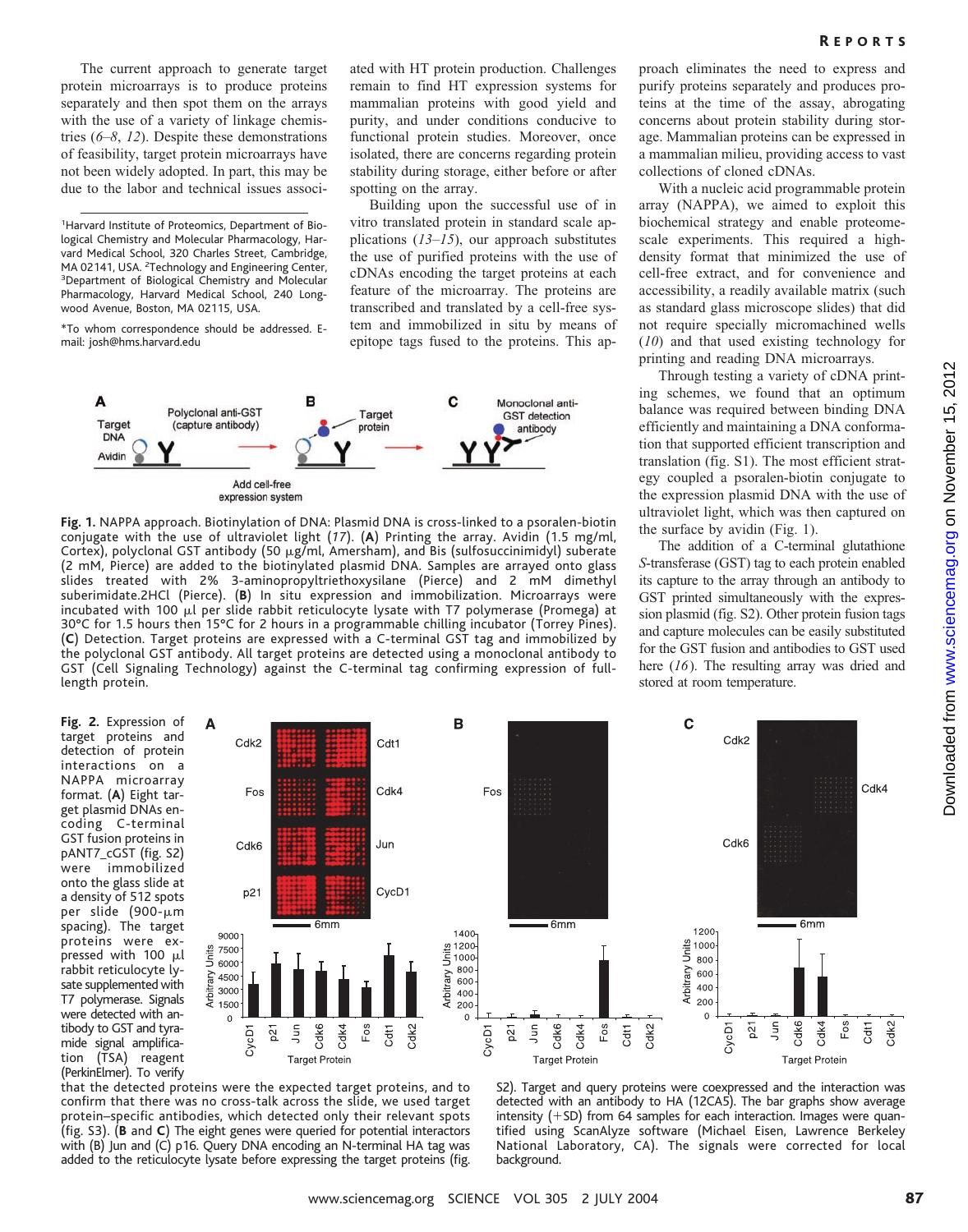The current approach to generate target protein microarrays is to produce proteins separately and then spot them on the arrays with the use of a variety of linkage chemistries (*6–8*, *12*). Despite these demonstrations of feasibility, target protein microarrays have not been widely adopted. In part, this may be due to the labor and technical issues associated with HT protein production. Challenges remain to find HT expression systems for mammalian proteins with good yield and purity, and under conditions conducive to functional protein studies. Moreover, once isolated, there are concerns regarding protein stability during storage, either before or after spotting on the array.

Building upon the successful use of in vitro translated protein in standard scale applications (*13–15*), our approach substitutes the use of purified proteins with the use of cDNAs encoding the target proteins at each feature of the microarray. The proteins are transcribed and translated by a cell-free system and immobilized in situ by means of epitope tags fused to the proteins. This approach eliminates the need to express and purify proteins separately and produces proteins at the time of the assay, abrogating concerns about protein stability during storage. Mammalian proteins can be expressed in a mammalian milieu, providing access to vast collections of cloned cDNAs.

With a nucleic acid programmable protein array (NAPPA), we aimed to exploit this biochemical strategy and enable proteome-scale experiments. This required a high-density format that minimized the use of cell-free extract, and for convenience and accessibility, a readily available matrix (such as standard glass microscope slides) that did not require specially micromachined wells (*10*) and that used existing technology for printing and reading DNA microarrays.

Through testing a variety of cDNA printing schemes, we found that an optimum balance was required between binding DNA efficiently and maintaining a DNA conformation that supported efficient transcription and translation (fig. S1). The most efficient strategy coupled a psoralen-biotin conjugate to the expression plasmid DNA with the use of ultraviolet light, which was then captured on the surface by avidin (Fig. 1).

The addition of a C-terminal glutathione *S*-transferase (GST) tag to each protein enabled its capture to the array through an antibody to GST printed simultaneously with the expression plasmid (fig. S2). Other protein fusion tags and capture molecules can be easily substituted for the GST fusion and antibodies to GST used here (*16*). The resulting array was dried and stored at room temperature.

[1]Harvard Institute of Proteomics, Department of Biological Chemistry and Molecular Pharmacology, Harvard Medical School, 320 Charles Street, Cambridge, MA 02141, USA. [2]Technology and Engineering Center, [3]Department of Biological Chemistry and Molecular Pharmacology, Harvard Medical School, 240 Longwood Avenue, Boston, MA 02115, USA.

*To whom correspondence should be addressed. E-mail: josh@hms.harvard.edu

**Fig. 1.** NAPPA approach. Biotinylation of DNA: Plasmid DNA is cross-linked to a psoralen-biotin conjugate with the use of ultraviolet light (*17*). (**A**) Printing the array. Avidin (1.5 mg/ml, Cortex), polyclonal GST antibody (50 μg/ml, Amersham), and Bis (sulfosuccinimidyl) suberate (2 mM, Pierce) are added to the biotinylated plasmid DNA. Samples are arrayed onto glass slides treated with 2% 3-aminopropyltriethoxysilane (Pierce) and 2 mM dimethyl suberimidate.2HCl (Pierce). (**B**) In situ expression and immobilization. Microarrays were incubated with 100 μl per slide rabbit reticulocyte lysate with T7 polymerase (Promega) at 30°C for 1.5 hours then 15°C for 2 hours in a programmable chilling incubator (Torrey Pines). (**C**) Detection. Target proteins are expressed with a C-terminal GST tag and immobilized by the polyclonal GST antibody. All target proteins are detected using a monoclonal antibody to GST (Cell Signaling Technology) against the C-terminal tag confirming expression of full-length protein.

**Fig. 2.** Expression of target proteins and detection of protein interactions on a NAPPA microarray format. (**A**) Eight target plasmid DNAs encoding C-terminal GST fusion proteins in pANT7_cGST (fig. S2) were immobilized onto the glass slide at a density of 512 spots per slide (900-μm spacing). The target proteins were expressed with 100 μl rabbit reticulocyte lysate supplemented with T7 polymerase. Signals were detected with antibody to GST and tyramide signal amplification (TSA) reagent (PerkinElmer). To verify that the detected proteins were the expected target proteins, and to confirm that there was no cross-talk across the slide, we used target protein–specific antibodies, which detected only their relevant spots (fig. S3). (**B** and **C**) The eight genes were queried for potential interactors with (B) Jun and (C) p16. Query DNA encoding an N-terminal HA tag was added to the reticulocyte lysate before expressing the target proteins (fig. S2). Target and query proteins were coexpressed and the interaction was detected with an antibody to HA (12CA5). The bar graphs show average intensity (+SD) from 64 samples for each interaction. Images were quantified using ScanAlyze software (Michael Eisen, Lawrence Berkeley National Laboratory, CA). The signals were corrected for local background.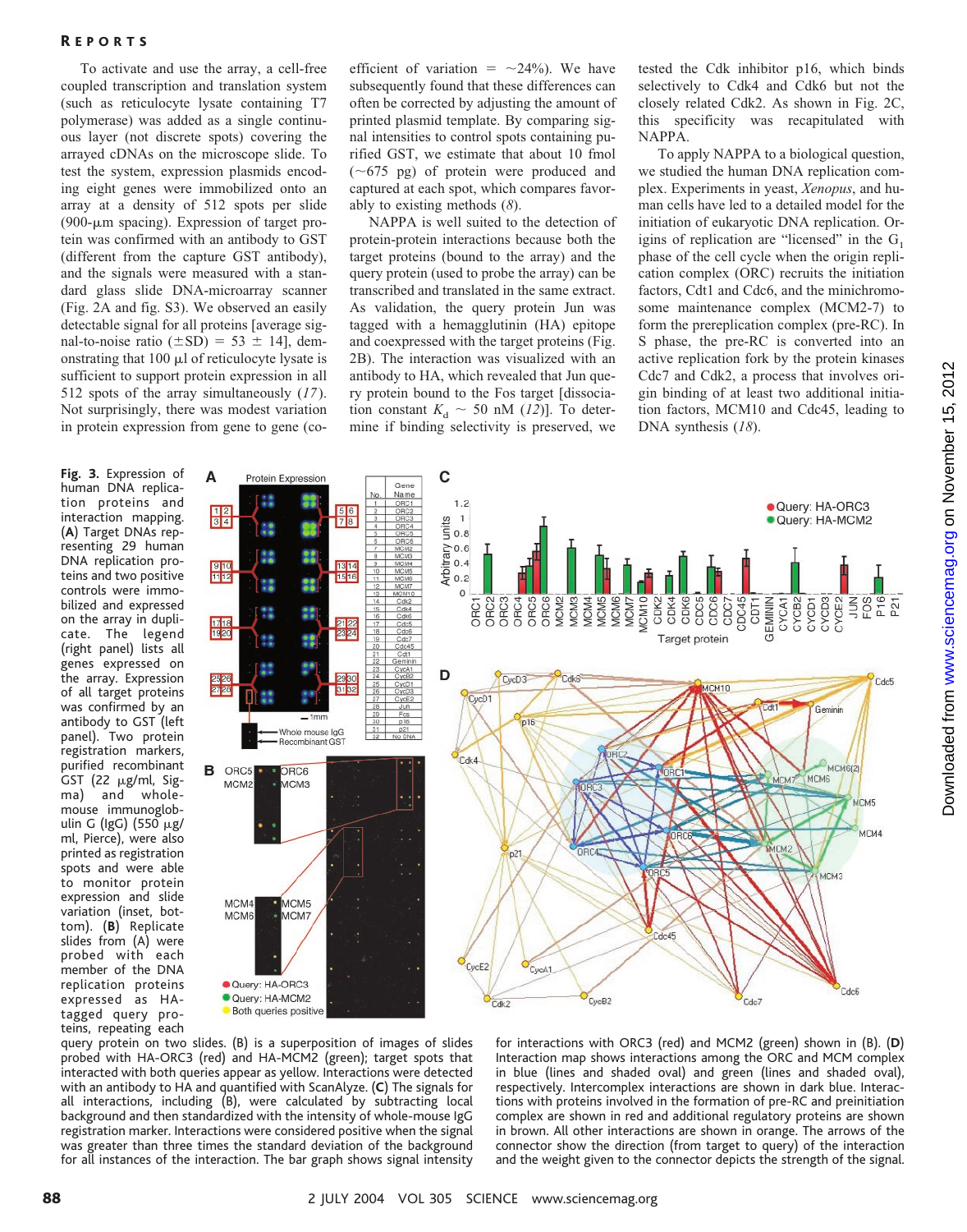To activate and use the array, a cell-free coupled transcription and translation system (such as reticulocyte lysate containing T7 polymerase) was added as a single continuous layer (not discrete spots) covering the arrayed cDNAs on the microscope slide. To test the system, expression plasmids encoding eight genes were immobilized onto an array at a density of 512 spots per slide (900-μm spacing). Expression of target protein was confirmed with an antibody to GST (different from the capture GST antibody), and the signals were measured with a standard glass slide DNA-microarray scanner (Fig. 2A and fig. S3). We observed an easily detectable signal for all proteins [average signal-to-noise ratio (±SD) = 53 ± 14], demonstrating that 100 μl of reticulocyte lysate is sufficient to support protein expression in all 512 spots of the array simultaneously (*17*). Not surprisingly, there was modest variation in protein expression from gene to gene (coefficient of variation = ~24%). We have subsequently found that these differences can often be corrected by adjusting the amount of printed plasmid template. By comparing signal intensities to control spots containing purified GST, we estimate that about 10 fmol (~675 pg) of protein were produced and captured at each spot, which compares favorably to existing methods (*8*).

NAPPA is well suited to the detection of protein-protein interactions because both the target proteins (bound to the array) and the query protein (used to probe the array) can be transcribed and translated in the same extract. As validation, the query protein Jun was tagged with a hemagglutinin (HA) epitope and coexpressed with the target proteins (Fig. 2B). The interaction was visualized with an antibody to HA, which revealed that Jun query protein bound to the Fos target [dissociation constant $K_d$ ~ 50 nM (*12*)]. To determine if binding selectivity is preserved, we tested the Cdk inhibitor p16, which binds selectively to Cdk4 and Cdk6 but not the closely related Cdk2. As shown in Fig. 2C, this specificity was recapitulated with NAPPA.

To apply NAPPA to a biological question, we studied the human DNA replication complex. Experiments in yeast, *Xenopus*, and human cells have led to a detailed model for the initiation of eukaryotic DNA replication. Origins of replication are "licensed" in the $G_1$ phase of the cell cycle when the origin replication complex (ORC) recruits the initiation factors, Cdt1 and Cdc6, and the minichromosome maintenance complex (MCM2-7) to form the prereplication complex (pre-RC). In S phase, the pre-RC is converted into an active replication fork by the protein kinases Cdc7 and Cdk2, a process that involves origin binding of at least two additional initiation factors, MCM10 and Cdc45, leading to DNA synthesis (*18*).

**Fig. 3.** Expression of human DNA replication proteins and interaction mapping. (**A**) Target DNAs representing 29 human DNA replication proteins and two positive controls were immobilized and expressed on the array in duplicate. The legend (right panel) lists all genes expressed on the array. Expression of all target proteins was confirmed by an antibody to GST (left panel). Two protein registration markers, purified recombinant GST (22 μg/ml, Sigma) and whole-mouse immunoglobulin G (IgG) (550 μg/ml, Pierce), were also printed as registration spots and were able to monitor protein expression and slide variation (inset, bottom). (**B**) Replicate slides from (A) were probed with each member of the DNA replication proteins expressed as HA-tagged query proteins, repeating each query protein on two slides. (B) is a superposition of images of slides probed with HA-ORC3 (red) and HA-MCM2 (green); target spots that interacted with both queries appear as yellow. Interactions were detected with an antibody to HA and quantified with ScanAlyze. (**C**) The signals for all interactions, including (B), were calculated by subtracting local background and then standardized with the intensity of whole-mouse IgG registration marker. Interactions were considered positive when the signal was greater than three times the standard deviation of the background for all instances of the interaction. The bar graph shows signal intensity for interactions with ORC3 (red) and MCM2 (green) shown in (B). (**D**) Interaction map shows interactions among the ORC and MCM complex in blue (lines and shaded oval) and green (lines and shaded oval), respectively. Intercomplex interactions are shown in dark blue. Interactions with proteins involved in the formation of pre-RC and preinitiation complex are shown in red and additional regulatory proteins are shown in brown. All other interactions are shown in orange. The arrows of the connector show the direction (from target to query) of the interaction and the weight given to the connector depicts the strength of the signal.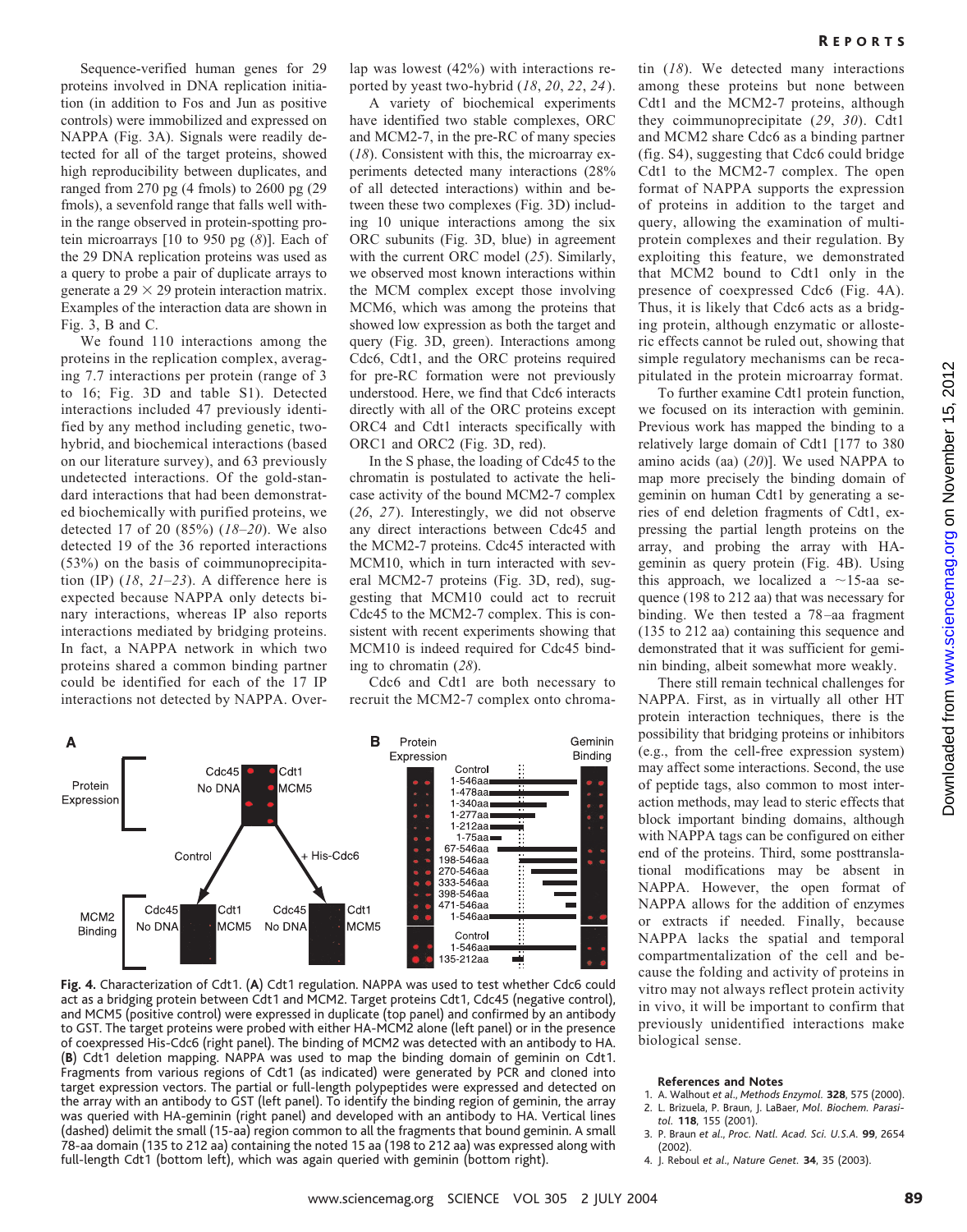Sequence-verified human genes for 29 proteins involved in DNA replication initiation (in addition to Fos and Jun as positive controls) were immobilized and expressed on NAPPA (Fig. 3A). Signals were readily detected for all of the target proteins, showed high reproducibility between duplicates, and ranged from 270 pg (4 fmols) to 2600 pg (29 fmols), a sevenfold range that falls well within the range observed in protein-spotting protein microarrays [10 to 950 pg (*8*)]. Each of the 29 DNA replication proteins was used as a query to probe a pair of duplicate arrays to generate a 29 × 29 protein interaction matrix. Examples of the interaction data are shown in Fig. 3, B and C.

We found 110 interactions among the proteins in the replication complex, averaging 7.7 interactions per protein (range of 3 to 16; Fig. 3D and table S1). Detected interactions included 47 previously identified by any method including genetic, two-hybrid, and biochemical interactions (based on our literature survey), and 63 previously undetected interactions. Of the gold-standard interactions that had been demonstrated biochemically with purified proteins, we detected 17 of 20 (85%) (*18*–*20*). We also detected 19 of the 36 reported interactions (53%) on the basis of coimmunoprecipitation (IP) (*18*, *21*–*23*). A difference here is expected because NAPPA only detects binary interactions, whereas IP also reports interactions mediated by bridging proteins. In fact, a NAPPA network in which two proteins shared a common binding partner could be identified for each of the 17 IP interactions not detected by NAPPA. Overlap was lowest (42%) with interactions reported by yeast two-hybrid (*18*, *20*, *22*, *24*).

A variety of biochemical experiments have identified two stable complexes, ORC and MCM2-7, in the pre-RC of many species (*18*). Consistent with this, the microarray experiments detected many interactions (28% of all detected interactions) within and between these two complexes (Fig. 3D) including 10 unique interactions among the six ORC subunits (Fig. 3D, blue) in agreement with the current ORC model (*25*). Similarly, we observed most known interactions within the MCM complex except those involving MCM6, which was among the proteins that showed low expression as both the target and query (Fig. 3D, green). Interactions among Cdc6, Cdt1, and the ORC proteins required for pre-RC formation were not previously understood. Here, we find that Cdc6 interacts directly with all of the ORC proteins except ORC4 and Cdt1 interacts specifically with ORC1 and ORC2 (Fig. 3D, red).

In the S phase, the loading of Cdc45 to the chromatin is postulated to activate the helicase activity of the bound MCM2-7 complex (*26*, *27*). Interestingly, we did not observe any direct interactions between Cdc45 and the MCM2-7 proteins. Cdc45 interacted with MCM10, which in turn interacted with several MCM2-7 proteins (Fig. 3D, red), suggesting that MCM10 could act to recruit Cdc45 to the MCM2-7 complex. This is consistent with recent experiments showing that MCM10 is indeed required for Cdc45 binding to chromatin (*28*).

Cdc6 and Cdt1 are both necessary to recruit the MCM2-7 complex onto chromatin (*18*). We detected many interactions among these proteins but none between Cdt1 and the MCM2-7 proteins, although they coimmunoprecipitate (*29*, *30*). Cdt1 and MCM2 share Cdc6 as a binding partner (fig. S4), suggesting that Cdc6 could bridge Cdt1 to the MCM2-7 complex. The open format of NAPPA supports the expression of proteins in addition to the target and query, allowing the examination of multiprotein complexes and their regulation. By exploiting this feature, we demonstrated that MCM2 bound to Cdt1 only in the presence of coexpressed Cdc6 (Fig. 4A). Thus, it is likely that Cdc6 acts as a bridging protein, although enzymatic or allosteric effects cannot be ruled out, showing that simple regulatory mechanisms can be recapitulated in the protein microarray format.

To further examine Cdt1 protein function, we focused on its interaction with geminin. Previous work has mapped the binding to a relatively large domain of Cdt1 [177 to 380 amino acids (aa) (*20*)]. We used NAPPA to map more precisely the binding domain of geminin on human Cdt1 by generating a series of end deletion fragments of Cdt1, expressing the partial length proteins on the array, and probing the array with HA-geminin as query protein (Fig. 4B). Using this approach, we localized a ~15-aa sequence (198 to 212 aa) that was necessary for binding. We then tested a 78–aa fragment (135 to 212 aa) containing this sequence and demonstrated that it was sufficient for geminin binding, albeit somewhat more weakly.

There still remain technical challenges for NAPPA. First, as in virtually all other HT protein interaction techniques, there is the possibility that bridging proteins or inhibitors (e.g., from the cell-free expression system) may affect some interactions. Second, the use of peptide tags, also common to most interaction methods, may lead to steric effects that block important binding domains, although with NAPPA tags can be configured on either end of the proteins. Third, some posttranslational modifications may be absent in NAPPA. However, the open format of NAPPA allows for the addition of enzymes or extracts if needed. Finally, because NAPPA lacks the spatial and temporal compartmentalization of the cell and because the folding and activity of proteins in vitro may not always reflect protein activity in vivo, it will be important to confirm that previously unidentified interactions make biological sense.

**Fig. 4.** Characterization of Cdt1. (**A**) Cdt1 regulation. NAPPA was used to test whether Cdc6 could act as a bridging protein between Cdt1 and MCM2. Target proteins Cdt1, Cdc45 (negative control), and MCM5 (positive control) were expressed in duplicate (top panel) and confirmed by an antibody to GST. The target proteins were probed with either HA-MCM2 alone (left panel) or in the presence of coexpressed His-Cdc6 (right panel). The binding of MCM2 was detected with an antibody to HA. (**B**) Cdt1 deletion mapping. NAPPA was used to map the binding domain of geminin on Cdt1. Fragments from various regions of Cdt1 (as indicated) were generated by PCR and cloned into target expression vectors. The partial or full-length polypeptides were expressed and detected on the array with an antibody to GST (left panel). To identify the binding region of geminin, the array was queried with HA-geminin (right panel) and developed with an antibody to HA. Vertical lines (dashed) delimit the small (15-aa) region common to all the fragments that bound geminin. A small 78-aa domain (135 to 212 aa) containing the noted 15 aa (198 to 212 aa) was expressed along with full-length Cdt1 (bottom left), which was again queried with geminin (bottom right).

### References and Notes

1. A. Walhout *et al.*, *Methods Enzymol.* **328**, 575 (2000).
2. L. Brizuela, P. Braun, J. LaBaer, *Mol. Biochem. Parasitol.* **118**, 155 (2001).
3. P. Braun *et al.*, *Proc. Natl. Acad. Sci. U.S.A.* **99**, 2654 (2002).
4. J. Reboul *et al.*, *Nature Genet.* **34**, 35 (2003).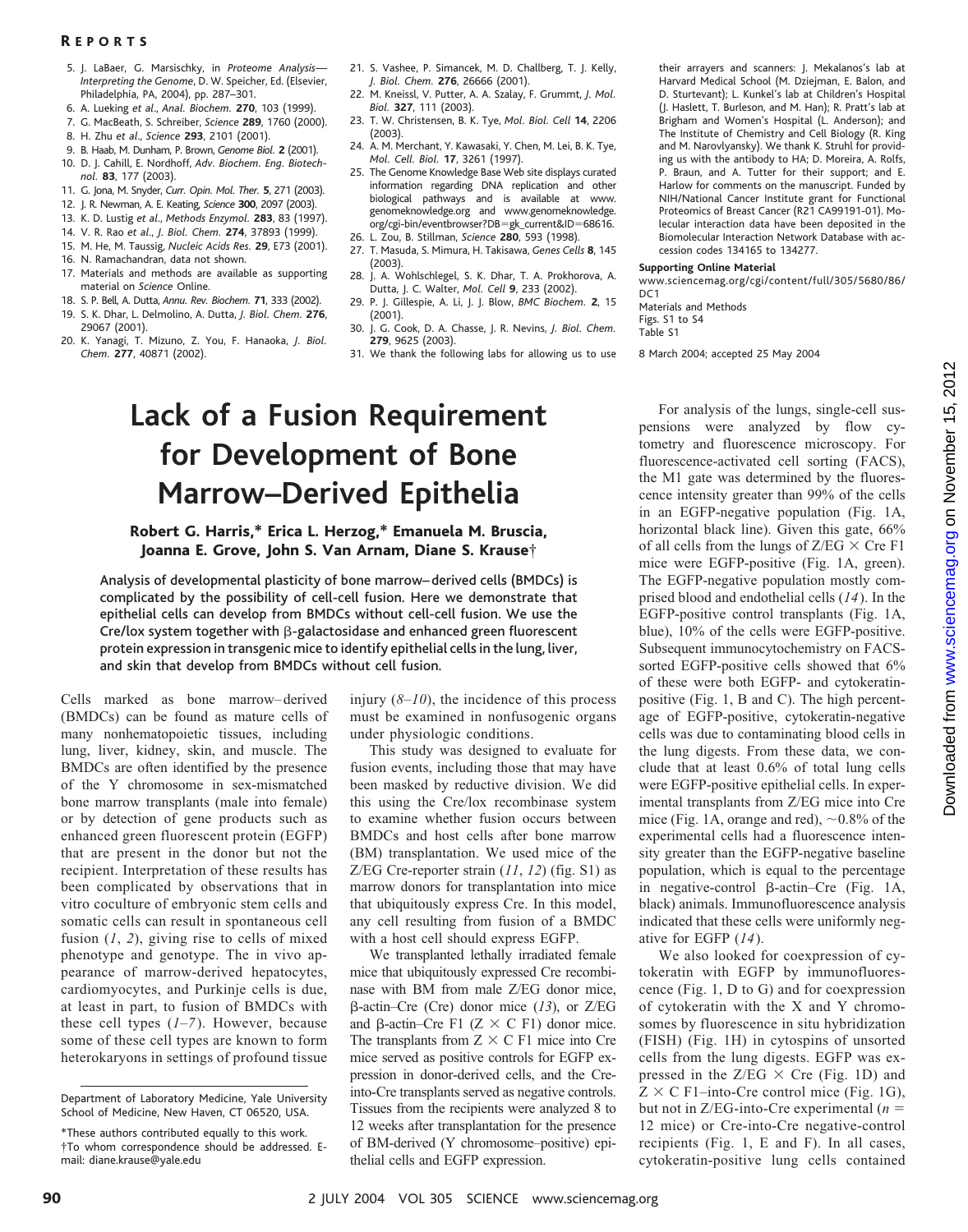5. J. LaBaer, G. Marsischky, in *Proteome Analysis—Interpreting the Genome*, D. W. Speicher, Ed. (Elsevier, Philadelphia, PA, 2004), pp. 287–301.
6. A. Lueking *et al.*, *Anal. Biochem.* **270**, 103 (1999).
7. G. MacBeath, S. Schreiber, *Science* **289**, 1760 (2000).
8. H. Zhu *et al.*, *Science* **293**, 2101 (2001).
9. B. Haab, M. Dunham, P. Brown, *Genome Biol.* **2** (2001).
10. D. J. Cahill, E. Nordhoff, *Adv. Biochem. Eng. Biotechnol.* **83**, 177 (2003).
11. G. Jona, M. Snyder, *Curr. Opin. Mol. Ther.* **5**, 271 (2003).
12. J. R. Newman, A. E. Keating, *Science* **300**, 2097 (2003).
13. K. D. Lustig *et al.*, *Methods Enzymol.* **283**, 83 (1997).
14. V. R. Rao *et al.*, *J. Biol. Chem.* **274**, 37893 (1999).
15. M. He, M. Taussig, *Nucleic Acids Res.* **29**, E73 (2001).
16. N. Ramachandran, data not shown.
17. Materials and methods are available as supporting material on *Science* Online.
18. S. P. Bell, A. Dutta, *Annu. Rev. Biochem.* **71**, 333 (2002).
19. S. K. Dhar, L. Delmolino, A. Dutta, *J. Biol. Chem.* **276**, 29067 (2001).
20. K. Yanagi, T. Mizuno, Z. You, F. Hanaoka, *J. Biol. Chem.* **277**, 40871 (2002).
21. S. Vashee, P. Simancek, M. D. Challberg, T. J. Kelly, *J. Biol. Chem.* **276**, 26666 (2001).
22. M. Kneissl, V. Putter, A. A. Szalay, F. Grummt, *J. Mol. Biol.* **327**, 111 (2003).
23. T. W. Christensen, B. K. Tye, *Mol. Biol. Cell* **14**, 2206 (2003).
24. A. M. Merchant, Y. Kawasaki, Y. Chen, M. Lei, B. K. Tye, *Mol. Cell. Biol.* **17**, 3261 (1997).
25. The Genome Knowledge Base Web site displays curated information regarding DNA replication and other biological pathways and is available at www.genomeknowledge.org and www.genomeknowledge.org/cgi-bin/eventbrowser?DB=gk_current&ID=68616.
26. L. Zou, B. Stillman, *Science* **280**, 593 (1998).
27. T. Masuda, S. Mimura, H. Takisawa, *Genes Cells* **8**, 145 (2003).
28. J. A. Wohlschlegel, S. K. Dhar, T. A. Prokhorova, A. Dutta, J. C. Walter, *Mol. Cell* **9**, 233 (2002).
29. P. J. Gillespie, A. Li, J. J. Blow, *BMC Biochem.* **2**, 15 (2001).
30. J. G. Cook, D. A. Chasse, J. R. Nevins, *J. Biol. Chem.* **279**, 9625 (2003).
31. We thank the following labs for allowing us to use their arrayers and scanners: J. Mekalanos's lab at Harvard Medical School (M. Dziejman, E. Balon, and D. Sturtevant); L. Kunkel's lab at Children's Hospital (J. Haslett, T. Burleson, and M. Han); R. Pratt's lab at Brigham and Women's Hospital (L. Anderson); and The Institute of Chemistry and Cell Biology (R. King and M. Narovlyansky). We thank K. Struhl for providing us with the antibody to HA; D. Moreira, A. Rolfs, P. Braun, and A. Tutter for their support; and E. Harlow for comments on the manuscript. Funded by NIH/National Cancer Institute grant for Functional Proteomics of Breast Cancer (R21 CA99191-01). Molecular interaction data have been deposited in the Biomolecular Interaction Network Database with accession codes 134165 to 134277.

**Supporting Online Material**
www.sciencemag.org/cgi/content/full/305/5680/86/DC1
Materials and Methods
Figs. S1 to S4
Table S1

8 March 2004; accepted 25 May 2004

# Lack of a Fusion Requirement for Development of Bone Marrow–Derived Epithelia

**Robert G. Harris,\* Erica L. Herzog,\* Emanuela M. Bruscia, Joanna E. Grove, John S. Van Arnam, Diane S. Krause†**

**Analysis of developmental plasticity of bone marrow–derived cells (BMDCs) is complicated by the possibility of cell-cell fusion. Here we demonstrate that epithelial cells can develop from BMDCs without cell-cell fusion. We use the Cre/lox system together with β-galactosidase and enhanced green fluorescent protein expression in transgenic mice to identify epithelial cells in the lung, liver, and skin that develop from BMDCs without cell fusion.**

Cells marked as bone marrow–derived (BMDCs) can be found as mature cells of many nonhematopoietic tissues, including lung, liver, kidney, skin, and muscle. The BMDCs are often identified by the presence of the Y chromosome in sex-mismatched bone marrow transplants (male into female) or by detection of gene products such as enhanced green fluorescent protein (EGFP) that are present in the donor but not the recipient. Interpretation of these results has been complicated by observations that in vitro coculture of embryonic stem cells and somatic cells can result in spontaneous cell fusion (*1*, *2*), giving rise to cells of mixed phenotype and genotype. The in vivo appearance of marrow-derived hepatocytes, cardiomyocytes, and Purkinje cells is due, at least in part, to fusion of BMDCs with these cell types (*1*–*7*). However, because some of these cell types are known to form heterokaryons in settings of profound tissue injury (*8*–*10*), the incidence of this process must be examined in nonfusogenic organs under physiologic conditions.

This study was designed to evaluate for fusion events, including those that may have been masked by reductive division. We did this using the Cre/lox recombinase system to examine whether fusion occurs between BMDCs and host cells after bone marrow (BM) transplantation. We used mice of the Z/EG Cre-reporter strain (*11*, *12*) (fig. S1) as marrow donors for transplantation into mice that ubiquitously express Cre. In this model, any cell resulting from fusion of a BMDC with a host cell should express EGFP.

We transplanted lethally irradiated female mice that ubiquitously expressed Cre recombinase with BM from male Z/EG donor mice, β-actin–Cre (Cre) donor mice (*13*), or Z/EG and β-actin–Cre F1 (Z × C F1) donor mice. The transplants from Z × C F1 mice into Cre mice served as positive controls for EGFP expression in donor-derived cells, and the Cre-into-Cre transplants served as negative controls. Tissues from the recipients were analyzed 8 to 12 weeks after transplantation for the presence of BM-derived (Y chromosome–positive) epithelial cells and EGFP expression.

For analysis of the lungs, single-cell suspensions were analyzed by flow cytometry and fluorescence microscopy. For fluorescence-activated cell sorting (FACS), the M1 gate was determined by the fluorescence intensity greater than 99% of the cells in an EGFP-negative population (Fig. 1A, horizontal black line). Given this gate, 66% of all cells from the lungs of Z/EG × Cre F1 mice were EGFP-positive (Fig. 1A, green). The EGFP-negative population mostly comprised blood and endothelial cells (*14*). In the EGFP-positive control transplants (Fig. 1A, blue), 10% of the cells were EGFP-positive. Subsequent immunocytochemistry on FACS-sorted EGFP-positive cells showed that 6% of these were both EGFP- and cytokeratin-positive (Fig. 1, B and C). The high percentage of EGFP-positive, cytokeratin-negative cells was due to contaminating blood cells in the lung digests. From these data, we conclude that at least 0.6% of total lung cells were EGFP-positive epithelial cells. In experimental transplants from Z/EG mice into Cre mice (Fig. 1A, orange and red), ~0.8% of the experimental cells had a fluorescence intensity greater than the EGFP-negative baseline population, which is equal to the percentage in negative-control β-actin–Cre (Fig. 1A, black) animals. Immunofluorescence analysis indicated that these cells were uniformly negative for EGFP (*14*).

We also looked for coexpression of cytokeratin with EGFP by immunofluorescence (Fig. 1, D to G) and for coexpression of cytokeratin with the X and Y chromosomes by fluorescence in situ hybridization (FISH) (Fig. 1H) in cytospins of unsorted cells from the lung digests. EGFP was expressed in the Z/EG × Cre (Fig. 1D) and Z × C F1–into-Cre control mice (Fig. 1G), but not in Z/EG-into-Cre experimental ($n$ = 12 mice) or Cre-into-Cre negative-control recipients (Fig. 1, E and F). In all cases, cytokeratin-positive lung cells contained

Department of Laboratory Medicine, Yale University School of Medicine, New Haven, CT 06520, USA.

\*These authors contributed equally to this work.
†To whom correspondence should be addressed. E-mail: diane.krause@yale.edu